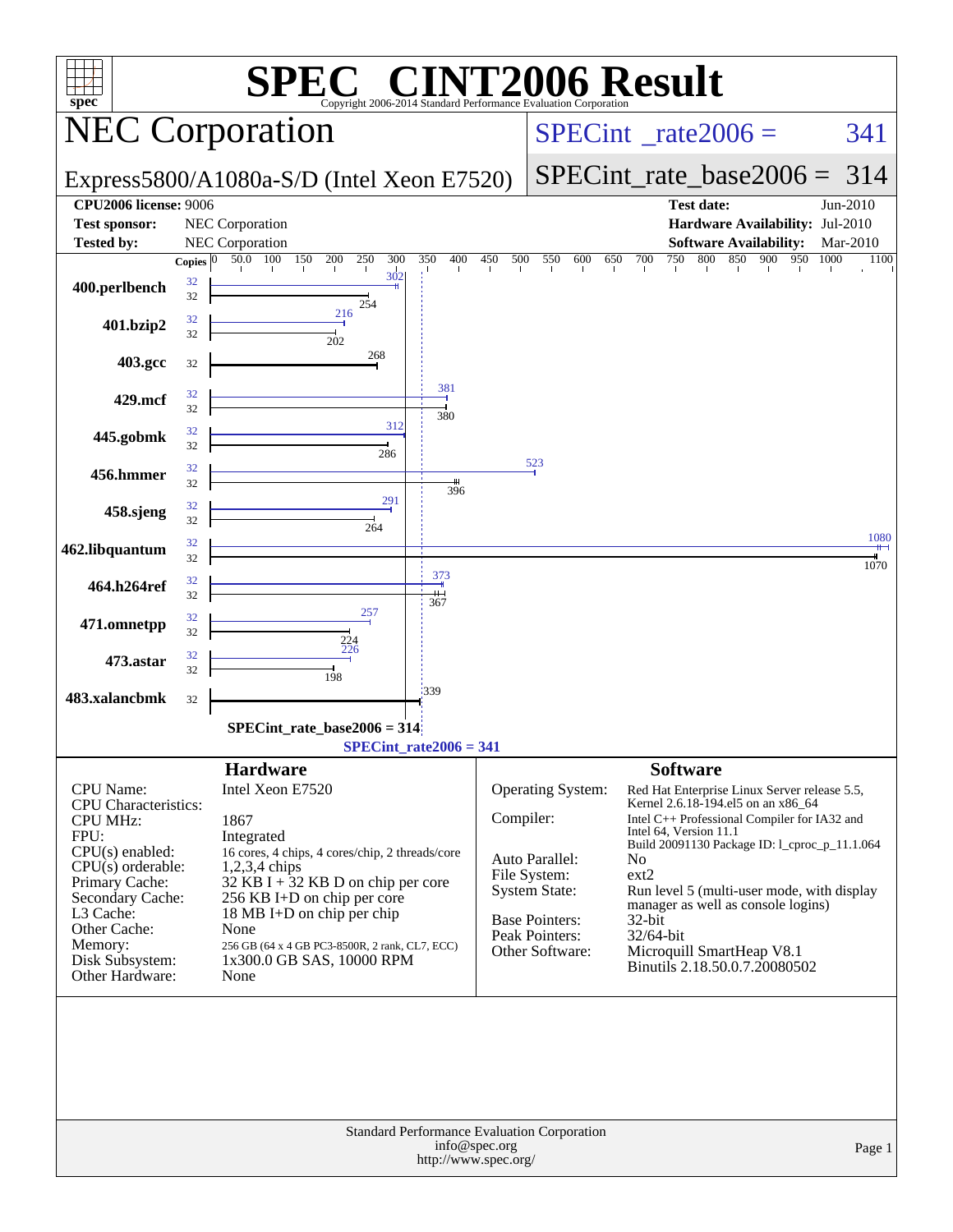# SPEC CINT2006 Result

Copyright 2006-2014 Standard Performance Evaluation Corporation

## NEC Corporation

**Express5800/A1080a-S/D (Intel Xeon E7520)**

SPECint_rate2006 = 341

SPECint_rate_base2006 = 314

| | | | |
|---|---|---|---|
| **CPU2006 license:** 9006 | | **Test date:** | Jun-2010 |
| **Test sponsor:** | NEC Corporation | **Hardware Availability:** | Jul-2010 |
| **Tested by:** | NEC Corporation | **Software Availability:** | Mar-2010 |

| Benchmark | Copies (peak) | Copies (base) | Peak | Base |
|---|---|---|---|---|
| 400.perlbench | 32 | 32 | 302 | 254 |
| 401.bzip2 | 32 | 32 | 216 | 202 |
| 403.gcc | | 32 | | 268 |
| 429.mcf | 32 | 32 | 381 | 380 |
| 445.gobmk | 32 | 32 | 312 | 286 |
| 456.hmmer | 32 | 32 | 523 | 396 |
| 458.sjeng | 32 | 32 | 291 | 264 |
| 462.libquantum | 32 | 32 | 1080 | 1070 |
| 464.h264ref | 32 | 32 | 373 | 367 |
| 471.omnetpp | 32 | 32 | 257 | 224 |
| 473.astar | 32 | 32 | 226 | 198 |
| 483.xalancbmk | | 32 | | 339 |

SPECint_rate_base2006 = 314

SPECint_rate2006 = 341

## Hardware

| | |
|---|---|
| CPU Name: | Intel Xeon E7520 |
| CPU Characteristics: | |
| CPU MHz: | 1867 |
| FPU: | Integrated |
| CPU(s) enabled: | 16 cores, 4 chips, 4 cores/chip, 2 threads/core |
| CPU(s) orderable: | 1,2,3,4 chips |
| Primary Cache: | 32 KB I + 32 KB D on chip per core |
| Secondary Cache: | 256 KB I+D on chip per core |
| L3 Cache: | 18 MB I+D on chip per chip |
| Other Cache: | None |
| Memory: | 256 GB (64 x 4 GB PC3-8500R, 2 rank, CL7, ECC) |
| Disk Subsystem: | 1x300.0 GB SAS, 10000 RPM |
| Other Hardware: | None |

## Software

| | |
|---|---|
| Operating System: | Red Hat Enterprise Linux Server release 5.5, Kernel 2.6.18-194.el5 on an x86_64 |
| Compiler: | Intel C++ Professional Compiler for IA32 and Intel 64, Version 11.1 Build 20091130 Package ID: l_cproc_p_11.1.064 |
| Auto Parallel: | No |
| File System: | ext2 |
| System State: | Run level 5 (multi-user mode, with display manager as well as console logins) |
| Base Pointers: | 32-bit |
| Peak Pointers: | 32/64-bit |
| Other Software: | Microquill SmartHeap V8.1 Binutils 2.18.50.0.7.20080502 |

Standard Performance Evaluation Corporation
info@spec.org
http://www.spec.org/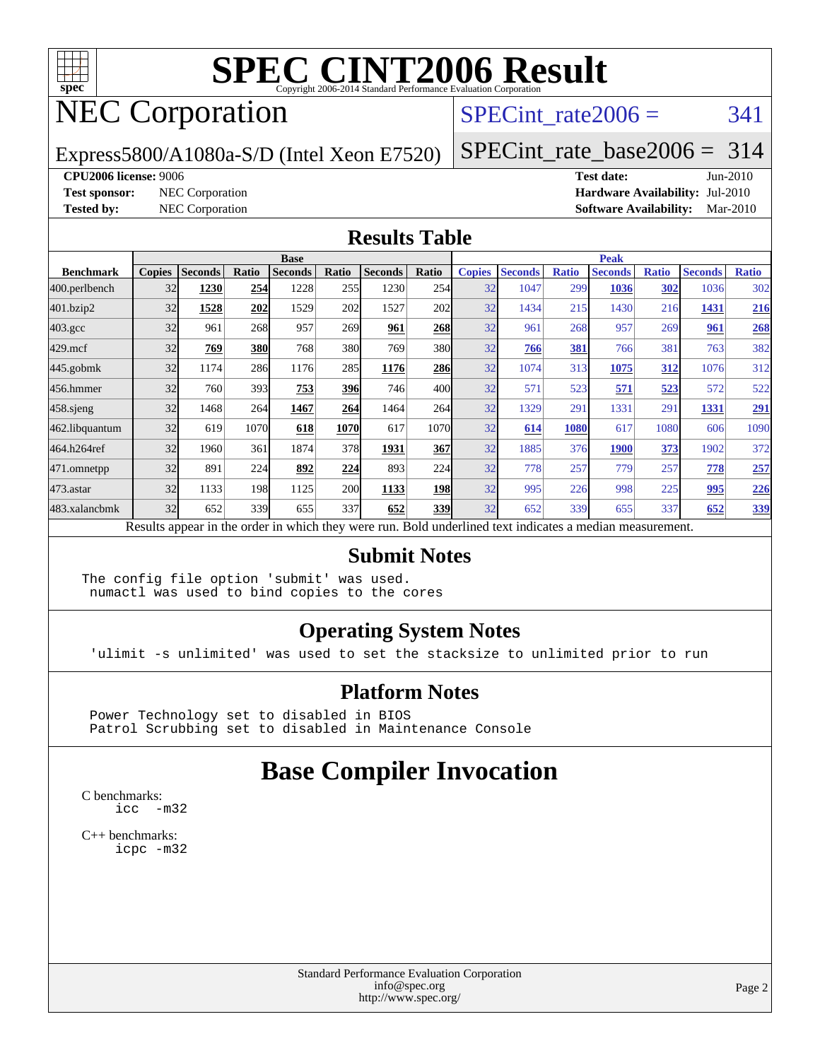# SPEC CINT2006 Result

Copyright 2006-2014 Standard Performance Evaluation Corporation

# NEC Corporation

Express5800/A1080a-S/D (Intel Xeon E7520)

SPECint_rate2006 = 341

SPECint_rate_base2006 = 314

**CPU2006 license:** 9006
**Test sponsor:** NEC Corporation
**Tested by:** NEC Corporation

**Test date:** Jun-2010
**Hardware Availability:** Jul-2010
**Software Availability:** Mar-2010

## Results Table

| Benchmark | Base | | | | | | | Peak | | | | | | |
|---|---|---|---|---|---|---|---|---|---|---|---|---|---|---|
| | Copies | Seconds | Ratio | Seconds | Ratio | Seconds | Ratio | Copies | Seconds | Ratio | Seconds | Ratio | Seconds | Ratio |
| 400.perlbench | 32 | **1230** | **254** | 1228 | 255 | 1230 | 254 | 32 | 1047 | 299 | **1036** | **302** | 1036 | 302 |
| 401.bzip2 | 32 | **1528** | **202** | 1529 | 202 | 1527 | 202 | 32 | 1434 | 215 | 1430 | 216 | **1431** | **216** |
| 403.gcc | 32 | 961 | 268 | 957 | 269 | **961** | **268** | 32 | 961 | 268 | 957 | 269 | **961** | **268** |
| 429.mcf | 32 | **769** | **380** | 768 | 380 | 769 | 380 | 32 | **766** | **381** | 766 | 381 | 763 | 382 |
| 445.gobmk | 32 | 1174 | 286 | 1176 | 285 | **1176** | **286** | 32 | 1074 | 313 | **1075** | **312** | 1076 | 312 |
| 456.hmmer | 32 | 760 | 393 | **753** | **396** | 746 | 400 | 32 | 571 | 523 | **571** | **523** | 572 | 522 |
| 458.sjeng | 32 | 1468 | 264 | **1467** | **264** | 1464 | 264 | 32 | 1329 | 291 | 1331 | 291 | **1331** | **291** |
| 462.libquantum | 32 | 619 | 1070 | **618** | **1070** | 617 | 1070 | 32 | **614** | **1080** | 617 | 1080 | 606 | 1090 |
| 464.h264ref | 32 | 1960 | 361 | 1874 | 378 | **1931** | **367** | 32 | 1885 | 376 | **1900** | **373** | 1902 | 372 |
| 471.omnetpp | 32 | 891 | 224 | **892** | **224** | 893 | 224 | 32 | 778 | 257 | 779 | 257 | **778** | **257** |
| 473.astar | 32 | 1133 | 198 | 1125 | 200 | **1133** | **198** | 32 | 995 | 226 | 998 | 225 | **995** | **226** |
| 483.xalancbmk | 32 | 652 | 339 | 655 | 337 | **652** | **339** | 32 | 652 | 339 | 655 | 337 | **652** | **339** |

Results appear in the order in which they were run. Bold underlined text indicates a median measurement.

## Submit Notes

```
The config file option 'submit' was used.
 numactl was used to bind copies to the cores
```

## Operating System Notes

```
'ulimit -s unlimited' was used to set the stacksize to unlimited prior to run
```

## Platform Notes

```
Power Technology set to disabled in BIOS
Patrol Scrubbing set to disabled in Maintenance Console
```

# Base Compiler Invocation

C benchmarks:
```
icc  -m32
```

C++ benchmarks:
```
icpc -m32
```

Standard Performance Evaluation Corporation
info@spec.org
http://www.spec.org/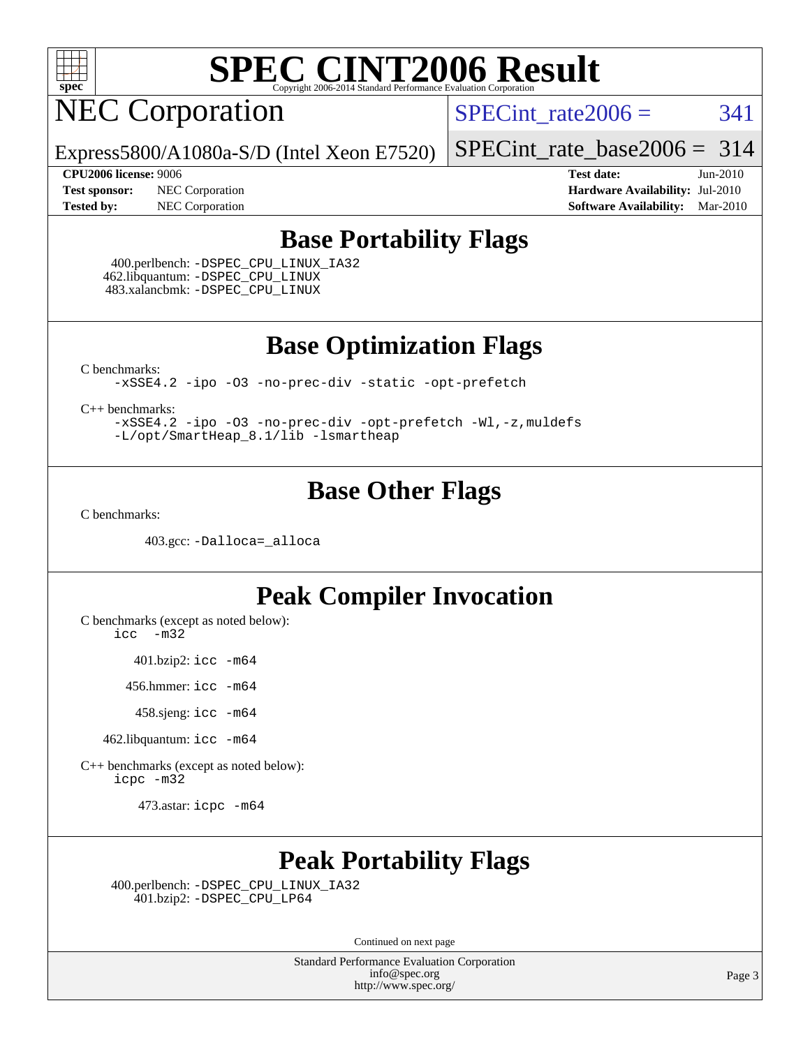# SPEC CINT2006 Result

Copyright 2006-2014 Standard Performance Evaluation Corporation

## NEC Corporation

Express5800/A1080a-S/D (Intel Xeon E7520)

SPECint_rate2006 = 341

SPECint_rate_base2006 = 314

**CPU2006 license:** 9006
**Test sponsor:** NEC Corporation
**Tested by:** NEC Corporation

**Test date:** Jun-2010
**Hardware Availability:** Jul-2010
**Software Availability:** Mar-2010

## Base Portability Flags

400.perlbench: -DSPEC_CPU_LINUX_IA32
462.libquantum: -DSPEC_CPU_LINUX
483.xalancbmk: -DSPEC_CPU_LINUX

## Base Optimization Flags

C benchmarks:

```
-xSSE4.2 -ipo -O3 -no-prec-div -static -opt-prefetch
```

C++ benchmarks:

```
-xSSE4.2 -ipo -O3 -no-prec-div -opt-prefetch -Wl,-z,muldefs
-L/opt/SmartHeap_8.1/lib -lsmartheap
```

## Base Other Flags

C benchmarks:

403.gcc: -Dalloca=_alloca

## Peak Compiler Invocation

C benchmarks (except as noted below):

```
icc  -m32
```

401.bzip2: icc -m64

456.hmmer: icc -m64

458.sjeng: icc -m64

462.libquantum: icc -m64

C++ benchmarks (except as noted below):

```
icpc -m32
```

473.astar: icpc -m64

## Peak Portability Flags

400.perlbench: -DSPEC_CPU_LINUX_IA32
401.bzip2: -DSPEC_CPU_LP64

Continued on next page

Standard Performance Evaluation Corporation
info@spec.org
http://www.spec.org/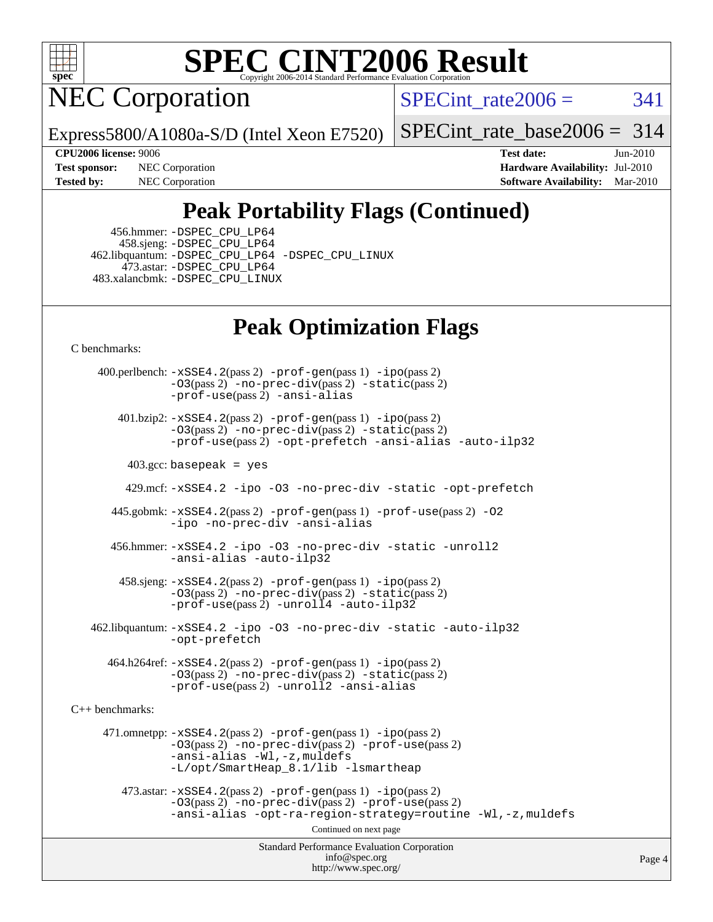# SPEC CINT2006 Result

## NEC Corporation

Express5800/A1080a-S/D (Intel Xeon E7520)

SPECint_rate2006 = 341

SPECint_rate_base2006 = 314

**CPU2006 license:** 9006
**Test sponsor:** NEC Corporation
**Tested by:** NEC Corporation

**Test date:** Jun-2010
**Hardware Availability:** Jul-2010
**Software Availability:** Mar-2010

## Peak Portability Flags (Continued)

456.hmmer: -DSPEC_CPU_LP64
458.sjeng: -DSPEC_CPU_LP64
462.libquantum: -DSPEC_CPU_LP64 -DSPEC_CPU_LINUX
473.astar: -DSPEC_CPU_LP64
483.xalancbmk: -DSPEC_CPU_LINUX

## Peak Optimization Flags

C benchmarks:

400.perlbench: -xSSE4.2(pass 2) -prof-gen(pass 1) -ipo(pass 2) -O3(pass 2) -no-prec-div(pass 2) -static(pass 2) -prof-use(pass 2) -ansi-alias

401.bzip2: -xSSE4.2(pass 2) -prof-gen(pass 1) -ipo(pass 2) -O3(pass 2) -no-prec-div(pass 2) -static(pass 2) -prof-use(pass 2) -opt-prefetch -ansi-alias -auto-ilp32

403.gcc: basepeak = yes

429.mcf: -xSSE4.2 -ipo -O3 -no-prec-div -static -opt-prefetch

445.gobmk: -xSSE4.2(pass 2) -prof-gen(pass 1) -prof-use(pass 2) -O2 -ipo -no-prec-div -ansi-alias

456.hmmer: -xSSE4.2 -ipo -O3 -no-prec-div -static -unroll2 -ansi-alias -auto-ilp32

458.sjeng: -xSSE4.2(pass 2) -prof-gen(pass 1) -ipo(pass 2) -O3(pass 2) -no-prec-div(pass 2) -static(pass 2) -prof-use(pass 2) -unroll4 -auto-ilp32

462.libquantum: -xSSE4.2 -ipo -O3 -no-prec-div -static -auto-ilp32 -opt-prefetch

464.h264ref: -xSSE4.2(pass 2) -prof-gen(pass 1) -ipo(pass 2) -O3(pass 2) -no-prec-div(pass 2) -static(pass 2) -prof-use(pass 2) -unroll2 -ansi-alias

C++ benchmarks:

471.omnetpp: -xSSE4.2(pass 2) -prof-gen(pass 1) -ipo(pass 2) -O3(pass 2) -no-prec-div(pass 2) -prof-use(pass 2) -ansi-alias -Wl,-z,muldefs -L/opt/SmartHeap_8.1/lib -lsmartheap

473.astar: -xSSE4.2(pass 2) -prof-gen(pass 1) -ipo(pass 2) -O3(pass 2) -no-prec-div(pass 2) -prof-use(pass 2) -ansi-alias -opt-ra-region-strategy=routine -Wl,-z,muldefs

Continued on next page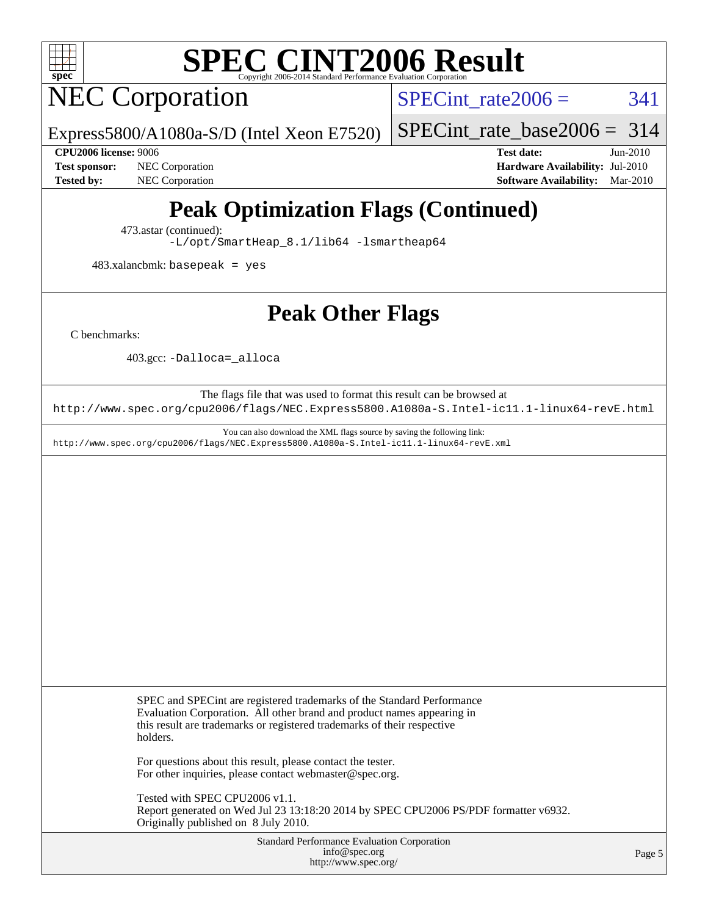# SPEC CINT2006 Result

Copyright 2006-2014 Standard Performance Evaluation Corporation

## NEC Corporation

Express5800/A1080a-S/D (Intel Xeon E7520)

SPECint_rate2006 = 341

SPECint_rate_base2006 = 314

**CPU2006 license:** 9006
**Test sponsor:** NEC Corporation
**Tested by:** NEC Corporation

**Test date:** Jun-2010
**Hardware Availability:** Jul-2010
**Software Availability:** Mar-2010

## Peak Optimization Flags (Continued)

473.astar (continued):
`-L/opt/SmartHeap_8.1/lib64 -lsmartheap64`

483.xalancbmk: `basepeak = yes`

## Peak Other Flags

C benchmarks:

403.gcc: `-Dalloca=_alloca`

The flags file that was used to format this result can be browsed at
http://www.spec.org/cpu2006/flags/NEC.Express5800.A1080a-S.Intel-ic11.1-linux64-revE.html

You can also download the XML flags source by saving the following link:
http://www.spec.org/cpu2006/flags/NEC.Express5800.A1080a-S.Intel-ic11.1-linux64-revE.xml

SPEC and SPECint are registered trademarks of the Standard Performance Evaluation Corporation. All other brand and product names appearing in this result are trademarks or registered trademarks of their respective holders.

For questions about this result, please contact the tester.
For other inquiries, please contact webmaster@spec.org.

Tested with SPEC CPU2006 v1.1.
Report generated on Wed Jul 23 13:18:20 2014 by SPEC CPU2006 PS/PDF formatter v6932.
Originally published on 8 July 2010.

Standard Performance Evaluation Corporation
info@spec.org
http://www.spec.org/